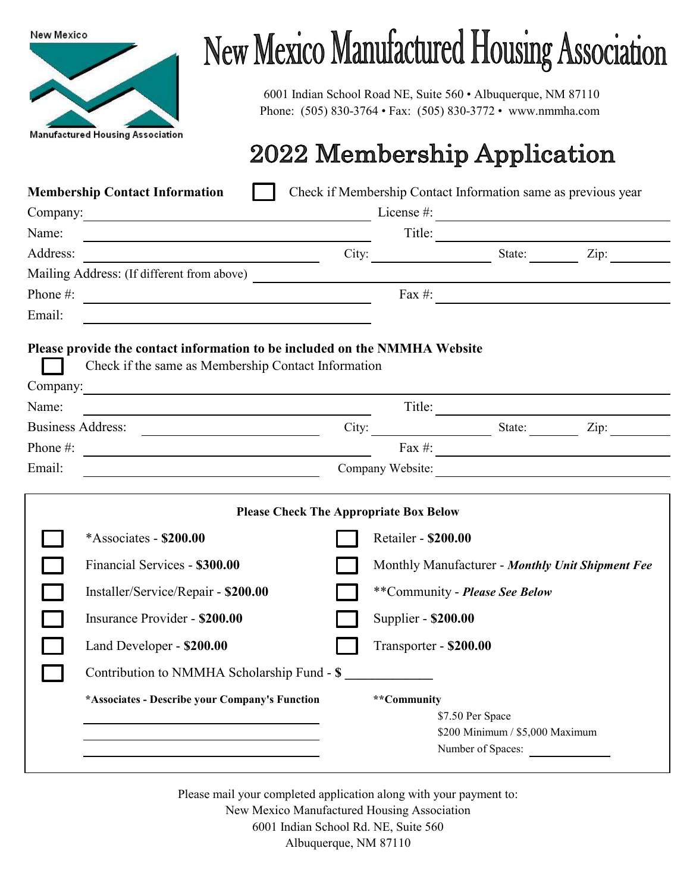New Mexico

Manufactured Housing Association

# New Mexico Manufactured Housing Association

6001 Indian School Road NE, Suite 560 • Albuquerque, NM 87110
Phone: (505) 830-3764 • Fax: (505) 830-3772 • www.nmmha.com

## 2022 Membership Application

**Membership Contact Information** ☐ Check if Membership Contact Information same as previous year

Company: ____________________ License #: ____________________

Name: ____________________ Title: ____________________

Address: ____________________ City: ____________ State: ______ Zip: ______

Mailing Address: (If different from above) ____________________

Phone #: ____________________ Fax #: ____________________

Email: ____________________

**Please provide the contact information to be included on the NMMHA Website**

☐ Check if the same as Membership Contact Information

Company: ____________________

Name: ____________________ Title: ____________________

Business Address: ____________________ City: ____________ State: ______ Zip: ______

Phone #: ____________________ Fax #: ____________________

Email: ____________________ Company Website: ____________________

**Please Check The Appropriate Box Below**

- ☐ *Associates - **$200.00**
- ☐ Financial Services - **$300.00**
- ☐ Installer/Service/Repair - **$200.00**
- ☐ Insurance Provider - **$200.00**
- ☐ Land Developer - **$200.00**
- ☐ Retailer - **$200.00**
- ☐ Monthly Manufacturer - ***Monthly Unit Shipment Fee***
- ☐ **Community - ***Please See Below***
- ☐ Supplier - **$200.00**
- ☐ Transporter - **$200.00**
- ☐ Contribution to NMMHA Scholarship Fund - **$** ____________

**\*Associates - Describe your Company's Function**

____________________

____________________

____________________

**\*\*Community**

$7.50 Per Space
$200 Minimum / $5,000 Maximum
Number of Spaces: ____________

Please mail your completed application along with your payment to:
New Mexico Manufactured Housing Association
6001 Indian School Rd. NE, Suite 560
Albuquerque, NM 87110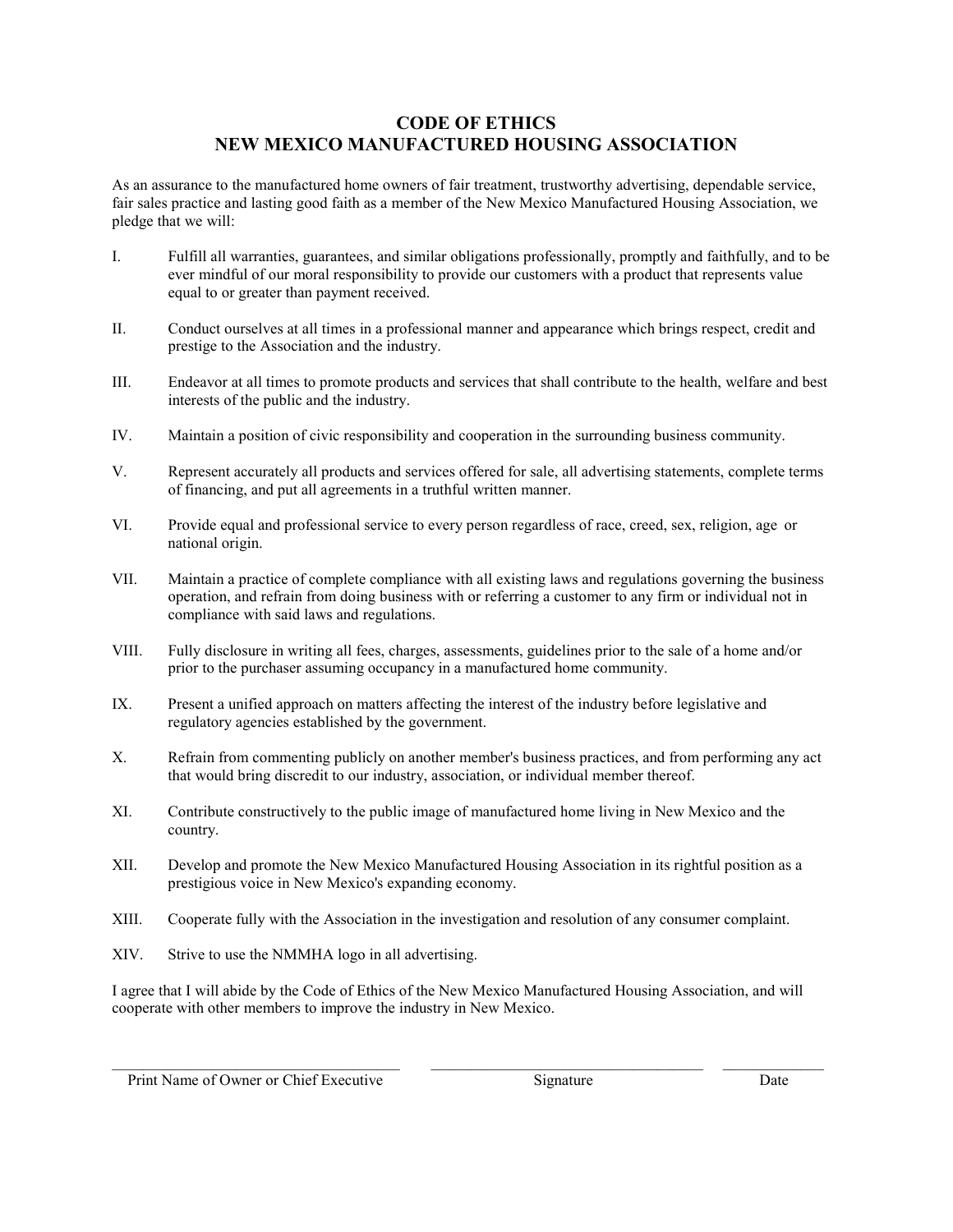# CODE OF ETHICS
# NEW MEXICO MANUFACTURED HOUSING ASSOCIATION

As an assurance to the manufactured home owners of fair treatment, trustworthy advertising, dependable service, fair sales practice and lasting good faith as a member of the New Mexico Manufactured Housing Association, we pledge that we will:

I. Fulfill all warranties, guarantees, and similar obligations professionally, promptly and faithfully, and to be ever mindful of our moral responsibility to provide our customers with a product that represents value equal to or greater than payment received.

II. Conduct ourselves at all times in a professional manner and appearance which brings respect, credit and prestige to the Association and the industry.

III. Endeavor at all times to promote products and services that shall contribute to the health, welfare and best interests of the public and the industry.

IV. Maintain a position of civic responsibility and cooperation in the surrounding business community.

V. Represent accurately all products and services offered for sale, all advertising statements, complete terms of financing, and put all agreements in a truthful written manner.

VI. Provide equal and professional service to every person regardless of race, creed, sex, religion, age or national origin.

VII. Maintain a practice of complete compliance with all existing laws and regulations governing the business operation, and refrain from doing business with or referring a customer to any firm or individual not in compliance with said laws and regulations.

VIII. Fully disclosure in writing all fees, charges, assessments, guidelines prior to the sale of a home and/or prior to the purchaser assuming occupancy in a manufactured home community.

IX. Present a unified approach on matters affecting the interest of the industry before legislative and regulatory agencies established by the government.

X. Refrain from commenting publicly on another member's business practices, and from performing any act that would bring discredit to our industry, association, or individual member thereof.

XI. Contribute constructively to the public image of manufactured home living in New Mexico and the country.

XII. Develop and promote the New Mexico Manufactured Housing Association in its rightful position as a prestigious voice in New Mexico's expanding economy.

XIII. Cooperate fully with the Association in the investigation and resolution of any consumer complaint.

XIV. Strive to use the NMMHA logo in all advertising.

I agree that I will abide by the Code of Ethics of the New Mexico Manufactured Housing Association, and will cooperate with other members to improve the industry in New Mexico.

_________________________________ _________________________________ ______________

Print Name of Owner or Chief Executive Signature Date